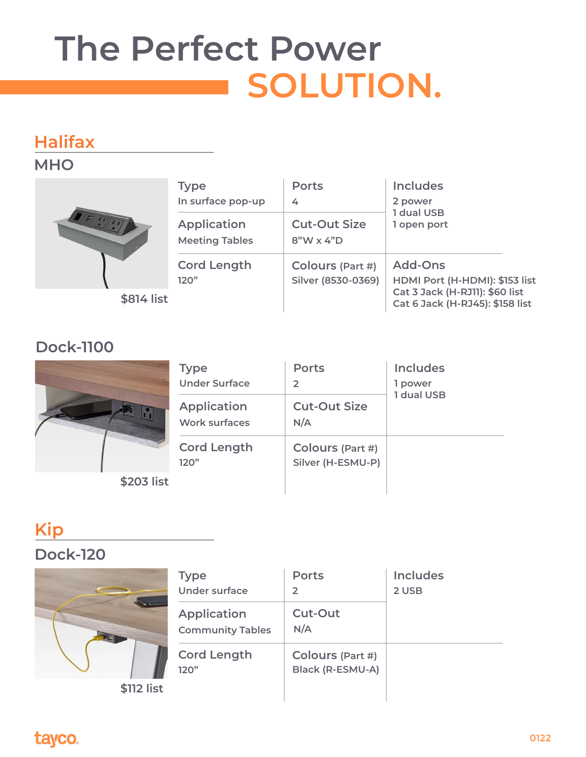# The Perfect Power SOLUTION.

## Halifax

### MHO

$814 list

| Type | Ports | Includes |
|---|---|---|
| In surface pop-up | 4 | 2 power<br>1 dual USB<br>1 open port |
| **Application** | **Cut-Out Size** | |
| Meeting Tables | 8"W x 4"D | |
| **Cord Length** | **Colours** (Part #) | **Add-Ons** |
| 120" | Silver (8530-0369) | HDMI Port (H-HDMI): $153 list<br>Cat 3 Jack (H-RJ11): $60 list<br>Cat 6 Jack (H-RJ45): $158 list |

### Dock-1100

$203 list

| Type | Ports | Includes |
|---|---|---|
| Under Surface | 2 | 1 power<br>1 dual USB |
| **Application** | **Cut-Out Size** | |
| Work surfaces | N/A | |
| **Cord Length** | **Colours** (Part #) | |
| 120" | Silver (H-ESMU-P) | |

## Kip

### Dock-120

$112 list

| Type | Ports | Includes |
|---|---|---|
| Under surface | 2 | 2 USB |
| **Application** | **Cut-Out** | |
| Community Tables | N/A | |
| **Cord Length** | **Colours** (Part #) | |
| 120" | Black (R-ESMU-A) | |

tayco.

0122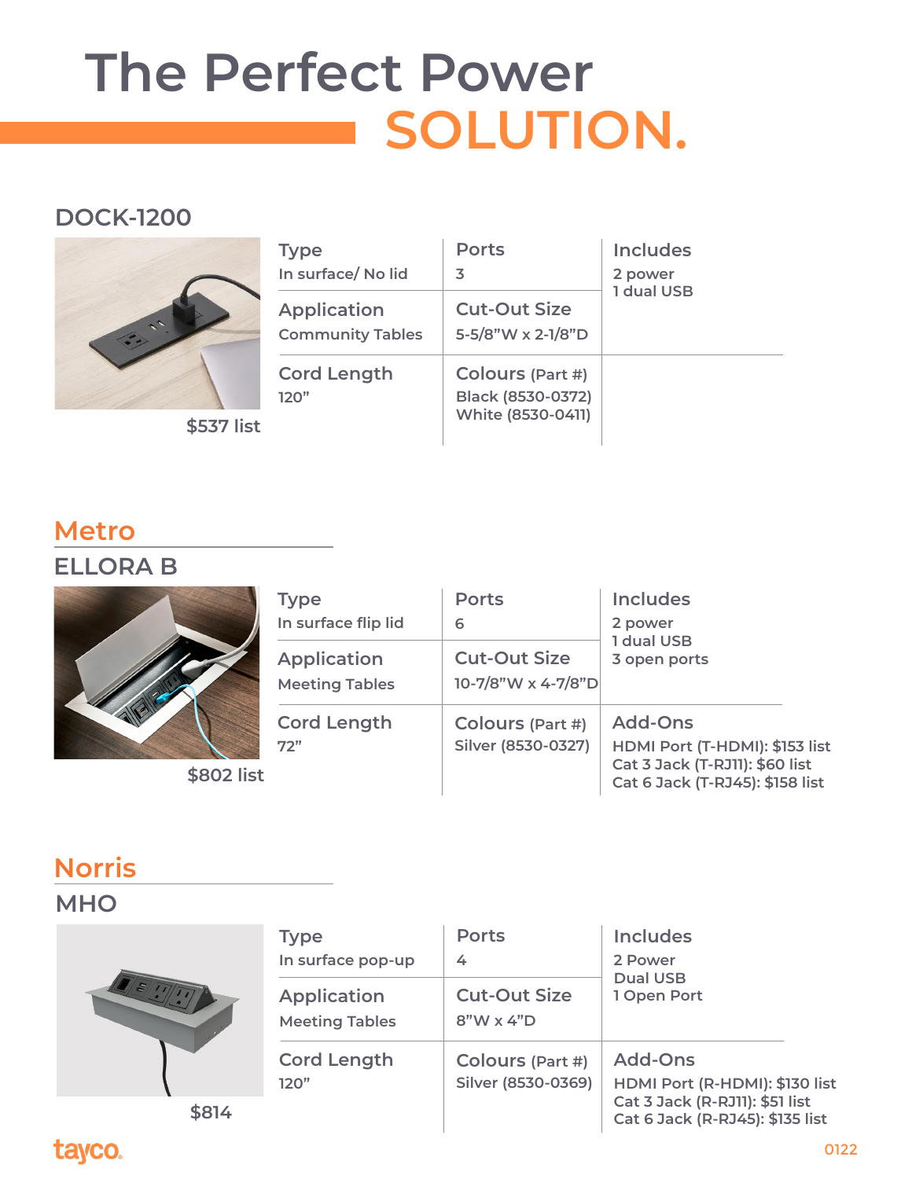# The Perfect Power SOLUTION.

## DOCK-1200

$537 list

| Type | Ports | Includes |
|---|---|---|
| In surface/ No lid | 3 | 2 power<br>1 dual USB |
| **Application** | **Cut-Out Size** | |
| Community Tables | 5-5/8"W x 2-1/8"D | |
| **Cord Length** | **Colours** (Part #) | |
| 120" | Black (8530-0372)<br>White (8530-0411) | |

## Metro

### ELLORA B

$802 list

| Type | Ports | Includes |
|---|---|---|
| In surface flip lid | 6 | 2 power<br>1 dual USB<br>3 open ports |
| **Application** | **Cut-Out Size** | |
| Meeting Tables | 10-7/8"W x 4-7/8"D | |
| **Cord Length** | **Colours** (Part #) | **Add-Ons** |
| 72" | Silver (8530-0327) | HDMI Port (T-HDMI): $153 list<br>Cat 3 Jack (T-RJ11): $60 list<br>Cat 6 Jack (T-RJ45): $158 list |

## Norris

### MHO

$814

| Type | Ports | Includes |
|---|---|---|
| In surface pop-up | 4 | 2 Power<br>Dual USB<br>1 Open Port |
| **Application** | **Cut-Out Size** | |
| Meeting Tables | 8"W x 4"D | |
| **Cord Length** | **Colours** (Part #) | **Add-Ons** |
| 120" | Silver (8530-0369) | HDMI Port (R-HDMI): $130 list<br>Cat 3 Jack (R-RJ11): $51 list<br>Cat 6 Jack (R-RJ45): $135 list |

tayco.

0122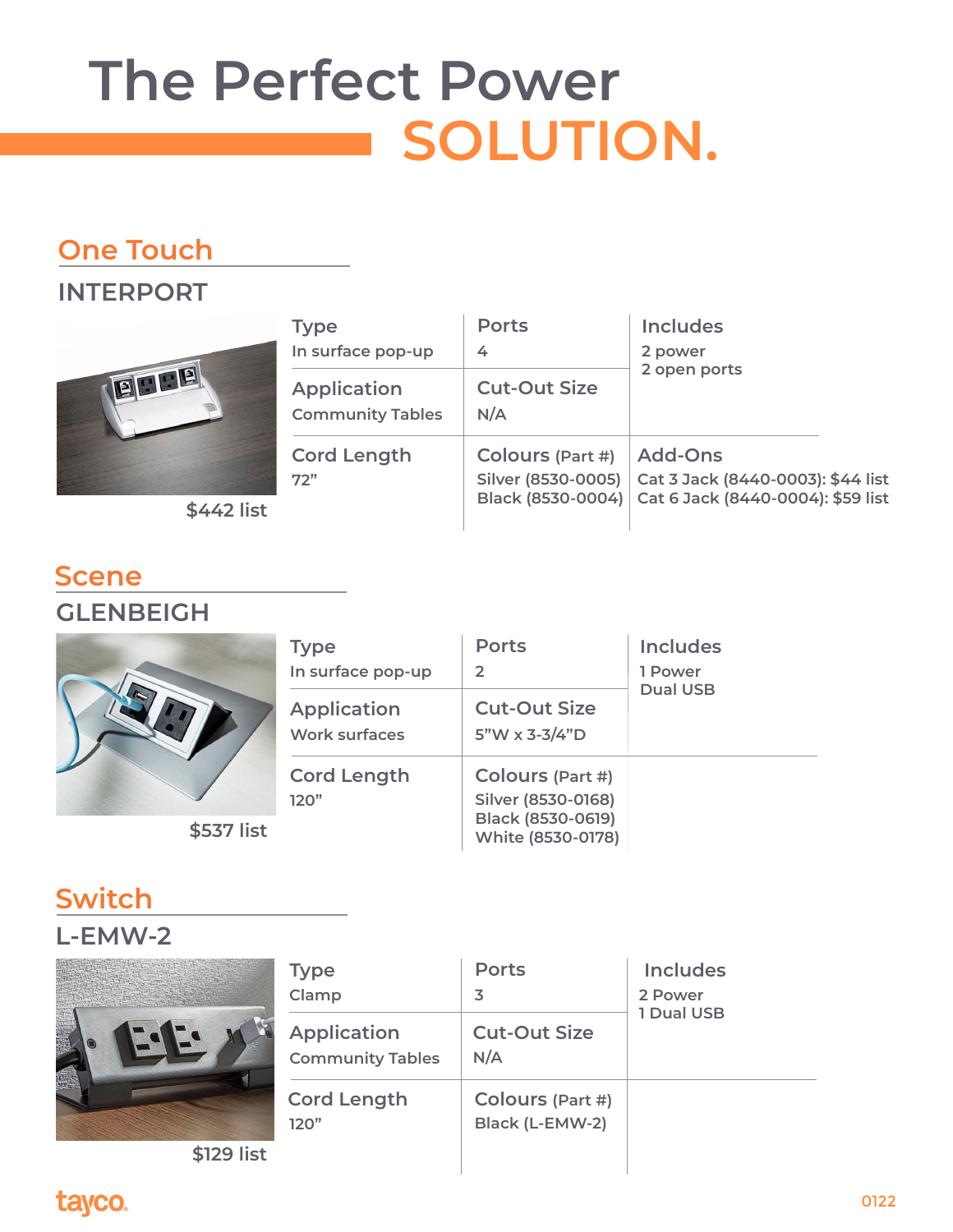# The Perfect Power SOLUTION.

## One Touch

### INTERPORT

$442 list

| Type | Ports | Includes |
|---|---|---|
| In surface pop-up | 4 | 2 power<br>2 open ports |
| **Application** | **Cut-Out Size** | |
| Community Tables | N/A | |
| **Cord Length** | **Colours** (Part #) | **Add-Ons** |
| 72" | Silver (8530-0005)<br>Black (8530-0004) | Cat 3 Jack (8440-0003): $44 list<br>Cat 6 Jack (8440-0004): $59 list |

## Scene

### GLENBEIGH

$537 list

| Type | Ports | Includes |
|---|---|---|
| In surface pop-up | 2 | 1 Power<br>Dual USB |
| **Application** | **Cut-Out Size** | |
| Work surfaces | 5"W x 3-3/4"D | |
| **Cord Length** | **Colours** (Part #) | |
| 120" | Silver (8530-0168)<br>Black (8530-0619)<br>White (8530-0178) | |

## Switch

### L-EMW-2

$129 list

| Type | Ports | Includes |
|---|---|---|
| Clamp | 3 | 2 Power<br>1 Dual USB |
| **Application** | **Cut-Out Size** | |
| Community Tables | N/A | |
| **Cord Length** | **Colours** (Part #) | |
| 120" | Black (L-EMW-2) | |

tayco.

0122